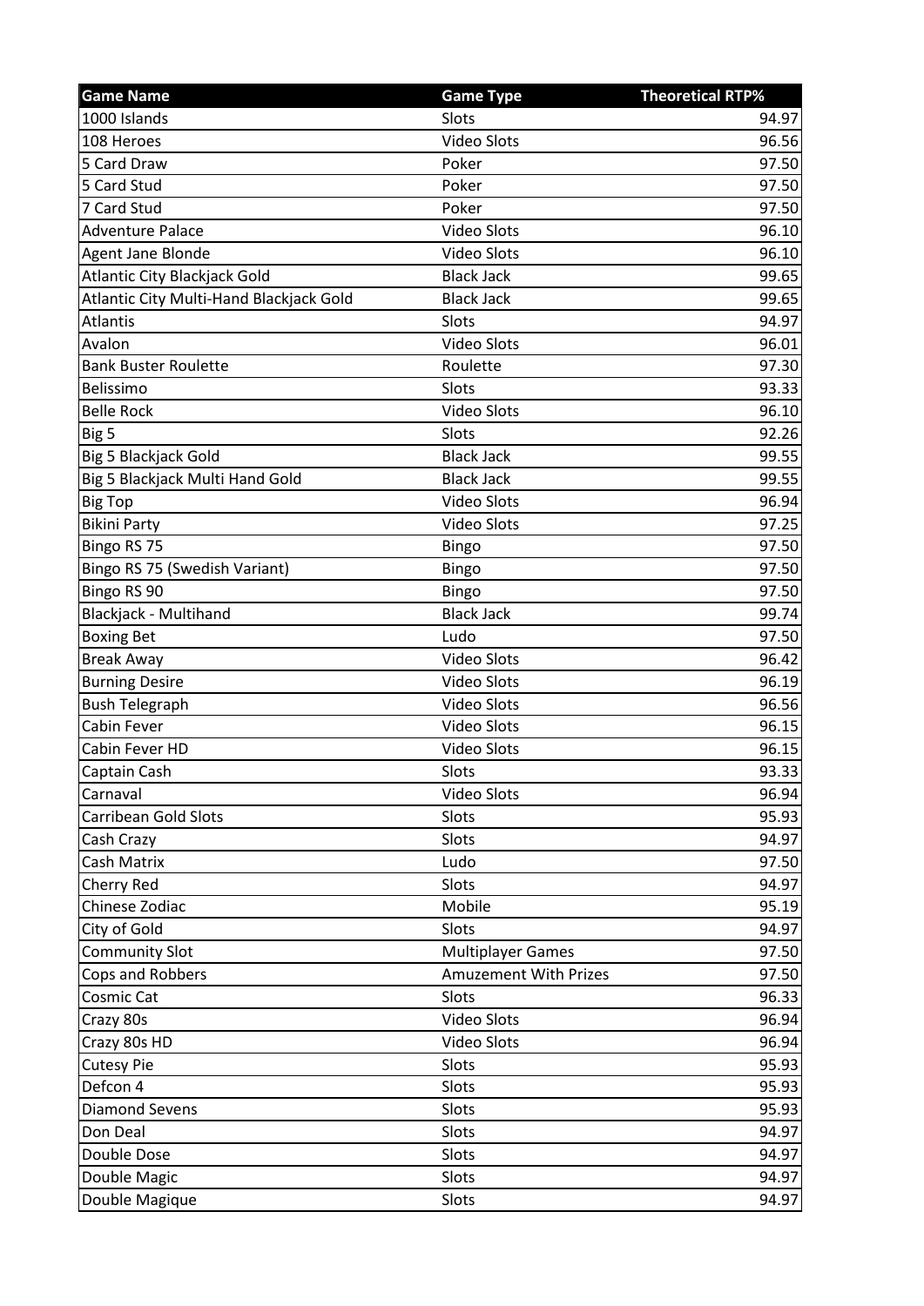| Game Name | Game Type | Theoretical RTP% |
|---|---|---|
| 1000 Islands | Slots | 94.97 |
| 108 Heroes | Video Slots | 96.56 |
| 5 Card Draw | Poker | 97.50 |
| 5 Card Stud | Poker | 97.50 |
| 7 Card Stud | Poker | 97.50 |
| Adventure Palace | Video Slots | 96.10 |
| Agent Jane Blonde | Video Slots | 96.10 |
| Atlantic City Blackjack Gold | Black Jack | 99.65 |
| Atlantic City Multi-Hand Blackjack Gold | Black Jack | 99.65 |
| Atlantis | Slots | 94.97 |
| Avalon | Video Slots | 96.01 |
| Bank Buster Roulette | Roulette | 97.30 |
| Belissimo | Slots | 93.33 |
| Belle Rock | Video Slots | 96.10 |
| Big 5 | Slots | 92.26 |
| Big 5 Blackjack Gold | Black Jack | 99.55 |
| Big 5 Blackjack Multi Hand Gold | Black Jack | 99.55 |
| Big Top | Video Slots | 96.94 |
| Bikini Party | Video Slots | 97.25 |
| Bingo RS 75 | Bingo | 97.50 |
| Bingo RS 75 (Swedish Variant) | Bingo | 97.50 |
| Bingo RS 90 | Bingo | 97.50 |
| Blackjack - Multihand | Black Jack | 99.74 |
| Boxing Bet | Ludo | 97.50 |
| Break Away | Video Slots | 96.42 |
| Burning Desire | Video Slots | 96.19 |
| Bush Telegraph | Video Slots | 96.56 |
| Cabin Fever | Video Slots | 96.15 |
| Cabin Fever HD | Video Slots | 96.15 |
| Captain Cash | Slots | 93.33 |
| Carnaval | Video Slots | 96.94 |
| Carribean Gold Slots | Slots | 95.93 |
| Cash Crazy | Slots | 94.97 |
| Cash Matrix | Ludo | 97.50 |
| Cherry Red | Slots | 94.97 |
| Chinese Zodiac | Mobile | 95.19 |
| City of Gold | Slots | 94.97 |
| Community Slot | Multiplayer Games | 97.50 |
| Cops and Robbers | Amuzement With Prizes | 97.50 |
| Cosmic Cat | Slots | 96.33 |
| Crazy 80s | Video Slots | 96.94 |
| Crazy 80s HD | Video Slots | 96.94 |
| Cutesy Pie | Slots | 95.93 |
| Defcon 4 | Slots | 95.93 |
| Diamond Sevens | Slots | 95.93 |
| Don Deal | Slots | 94.97 |
| Double Dose | Slots | 94.97 |
| Double Magic | Slots | 94.97 |
| Double Magique | Slots | 94.97 |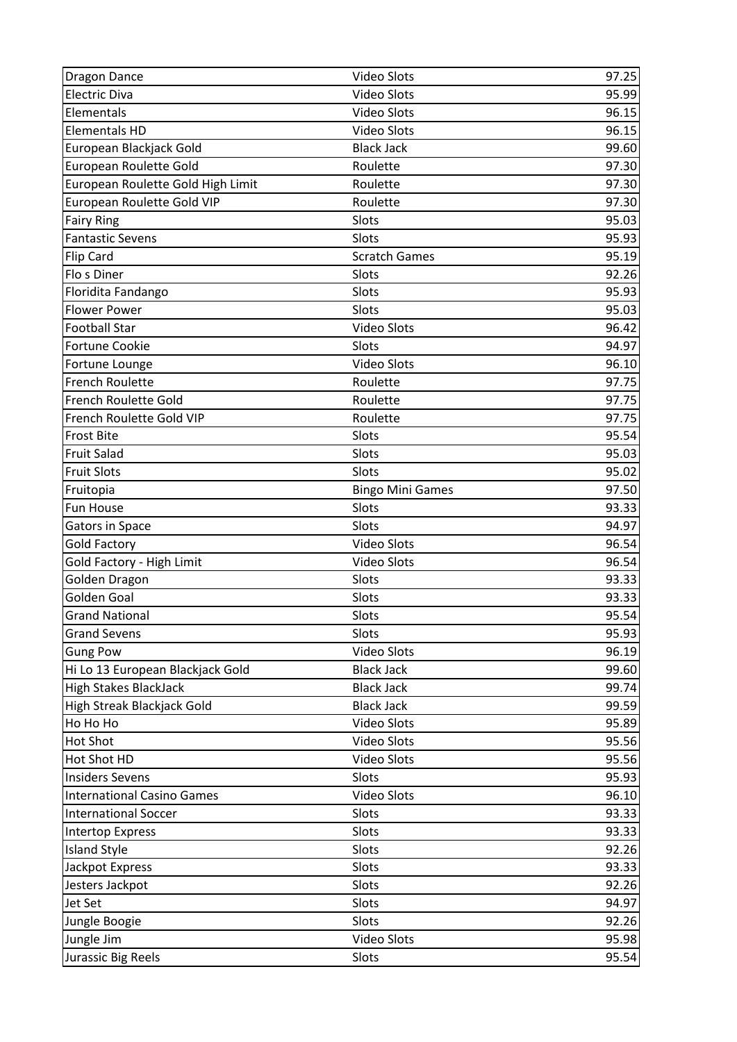| | | |
|---|---|---|
| Dragon Dance | Video Slots | 97.25 |
| Electric Diva | Video Slots | 95.99 |
| Elementals | Video Slots | 96.15 |
| Elementals HD | Video Slots | 96.15 |
| European Blackjack Gold | Black Jack | 99.60 |
| European Roulette Gold | Roulette | 97.30 |
| European Roulette Gold High Limit | Roulette | 97.30 |
| European Roulette Gold VIP | Roulette | 97.30 |
| Fairy Ring | Slots | 95.03 |
| Fantastic Sevens | Slots | 95.93 |
| Flip Card | Scratch Games | 95.19 |
| Flo s Diner | Slots | 92.26 |
| Floridita Fandango | Slots | 95.93 |
| Flower Power | Slots | 95.03 |
| Football Star | Video Slots | 96.42 |
| Fortune Cookie | Slots | 94.97 |
| Fortune Lounge | Video Slots | 96.10 |
| French Roulette | Roulette | 97.75 |
| French Roulette Gold | Roulette | 97.75 |
| French Roulette Gold VIP | Roulette | 97.75 |
| Frost Bite | Slots | 95.54 |
| Fruit Salad | Slots | 95.03 |
| Fruit Slots | Slots | 95.02 |
| Fruitopia | Bingo Mini Games | 97.50 |
| Fun House | Slots | 93.33 |
| Gators in Space | Slots | 94.97 |
| Gold Factory | Video Slots | 96.54 |
| Gold Factory - High Limit | Video Slots | 96.54 |
| Golden Dragon | Slots | 93.33 |
| Golden Goal | Slots | 93.33 |
| Grand National | Slots | 95.54 |
| Grand Sevens | Slots | 95.93 |
| Gung Pow | Video Slots | 96.19 |
| Hi Lo 13 European Blackjack Gold | Black Jack | 99.60 |
| High Stakes BlackJack | Black Jack | 99.74 |
| High Streak Blackjack Gold | Black Jack | 99.59 |
| Ho Ho Ho | Video Slots | 95.89 |
| Hot Shot | Video Slots | 95.56 |
| Hot Shot HD | Video Slots | 95.56 |
| Insiders Sevens | Slots | 95.93 |
| International Casino Games | Video Slots | 96.10 |
| International Soccer | Slots | 93.33 |
| Intertop Express | Slots | 93.33 |
| Island Style | Slots | 92.26 |
| Jackpot Express | Slots | 93.33 |
| Jesters Jackpot | Slots | 92.26 |
| Jet Set | Slots | 94.97 |
| Jungle Boogie | Slots | 92.26 |
| Jungle Jim | Video Slots | 95.98 |
| Jurassic Big Reels | Slots | 95.54 |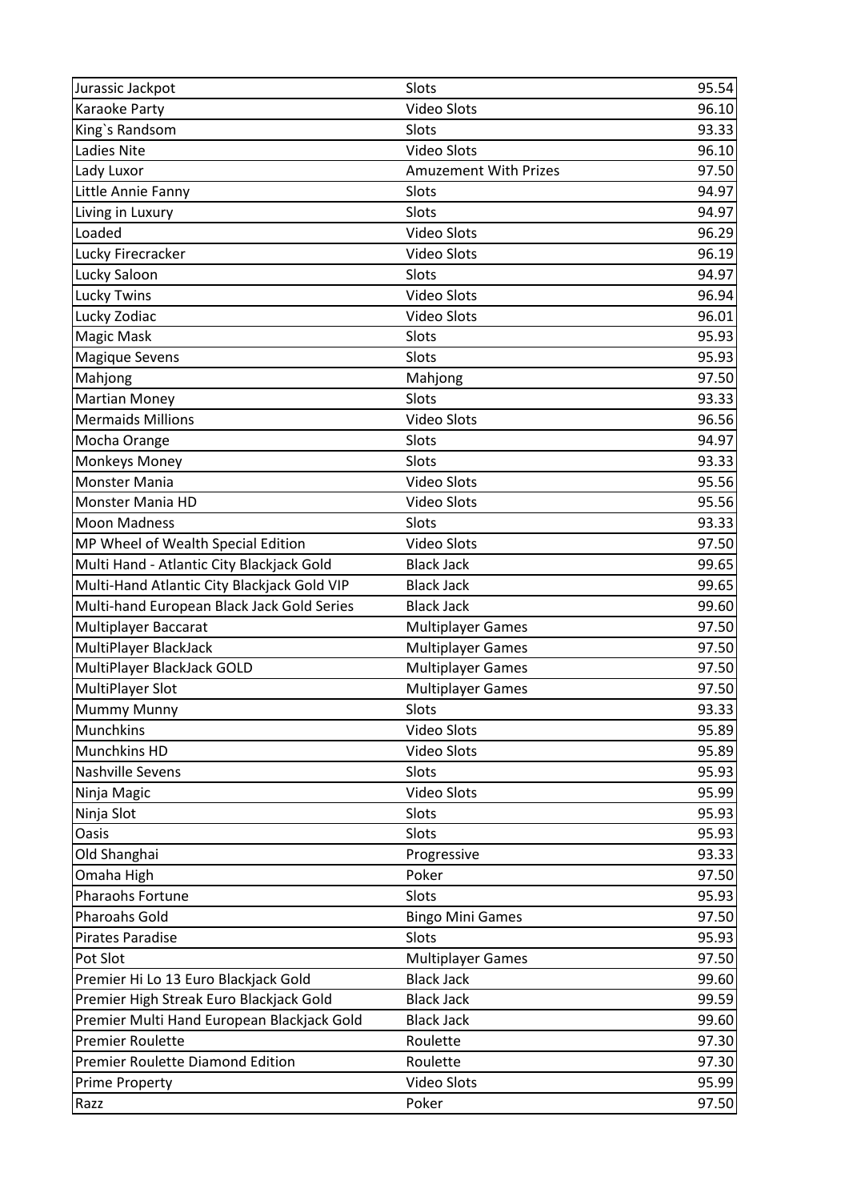| Jurassic Jackpot | Slots | 95.54 |
|---|---|---|
| Karaoke Party | Video Slots | 96.10 |
| King`s Randsom | Slots | 93.33 |
| Ladies Nite | Video Slots | 96.10 |
| Lady Luxor | Amuzement With Prizes | 97.50 |
| Little Annie Fanny | Slots | 94.97 |
| Living in Luxury | Slots | 94.97 |
| Loaded | Video Slots | 96.29 |
| Lucky Firecracker | Video Slots | 96.19 |
| Lucky Saloon | Slots | 94.97 |
| Lucky Twins | Video Slots | 96.94 |
| Lucky Zodiac | Video Slots | 96.01 |
| Magic Mask | Slots | 95.93 |
| Magique Sevens | Slots | 95.93 |
| Mahjong | Mahjong | 97.50 |
| Martian Money | Slots | 93.33 |
| Mermaids Millions | Video Slots | 96.56 |
| Mocha Orange | Slots | 94.97 |
| Monkeys Money | Slots | 93.33 |
| Monster Mania | Video Slots | 95.56 |
| Monster Mania HD | Video Slots | 95.56 |
| Moon Madness | Slots | 93.33 |
| MP Wheel of Wealth Special Edition | Video Slots | 97.50 |
| Multi Hand - Atlantic City Blackjack Gold | Black Jack | 99.65 |
| Multi-Hand Atlantic City Blackjack Gold VIP | Black Jack | 99.65 |
| Multi-hand European Black Jack Gold Series | Black Jack | 99.60 |
| Multiplayer Baccarat | Multiplayer Games | 97.50 |
| MultiPlayer BlackJack | Multiplayer Games | 97.50 |
| MultiPlayer BlackJack GOLD | Multiplayer Games | 97.50 |
| MultiPlayer Slot | Multiplayer Games | 97.50 |
| Mummy Munny | Slots | 93.33 |
| Munchkins | Video Slots | 95.89 |
| Munchkins HD | Video Slots | 95.89 |
| Nashville Sevens | Slots | 95.93 |
| Ninja Magic | Video Slots | 95.99 |
| Ninja Slot | Slots | 95.93 |
| Oasis | Slots | 95.93 |
| Old Shanghai | Progressive | 93.33 |
| Omaha High | Poker | 97.50 |
| Pharaohs Fortune | Slots | 95.93 |
| Pharoahs Gold | Bingo Mini Games | 97.50 |
| Pirates Paradise | Slots | 95.93 |
| Pot Slot | Multiplayer Games | 97.50 |
| Premier Hi Lo 13 Euro Blackjack Gold | Black Jack | 99.60 |
| Premier High Streak Euro Blackjack Gold | Black Jack | 99.59 |
| Premier Multi Hand European Blackjack Gold | Black Jack | 99.60 |
| Premier Roulette | Roulette | 97.30 |
| Premier Roulette Diamond Edition | Roulette | 97.30 |
| Prime Property | Video Slots | 95.99 |
| Razz | Poker | 97.50 |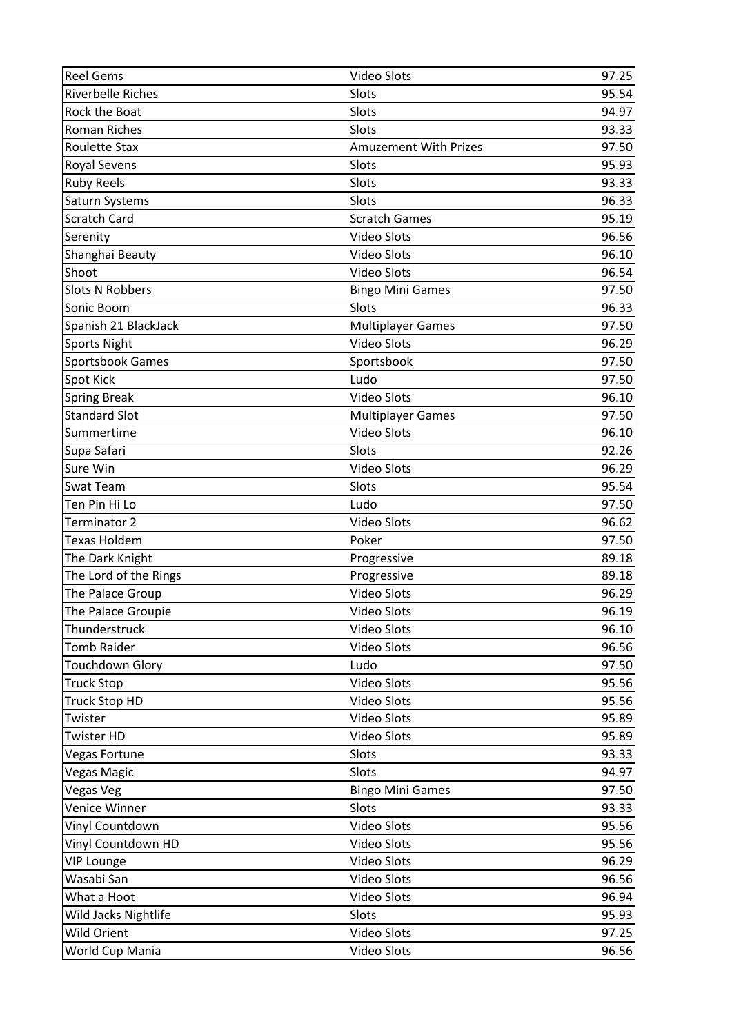| | | |
|---|---|---|
| Reel Gems | Video Slots | 97.25 |
| Riverbelle Riches | Slots | 95.54 |
| Rock the Boat | Slots | 94.97 |
| Roman Riches | Slots | 93.33 |
| Roulette Stax | Amuzement With Prizes | 97.50 |
| Royal Sevens | Slots | 95.93 |
| Ruby Reels | Slots | 93.33 |
| Saturn Systems | Slots | 96.33 |
| Scratch Card | Scratch Games | 95.19 |
| Serenity | Video Slots | 96.56 |
| Shanghai Beauty | Video Slots | 96.10 |
| Shoot | Video Slots | 96.54 |
| Slots N Robbers | Bingo Mini Games | 97.50 |
| Sonic Boom | Slots | 96.33 |
| Spanish 21 BlackJack | Multiplayer Games | 97.50 |
| Sports Night | Video Slots | 96.29 |
| Sportsbook Games | Sportsbook | 97.50 |
| Spot Kick | Ludo | 97.50 |
| Spring Break | Video Slots | 96.10 |
| Standard Slot | Multiplayer Games | 97.50 |
| Summertime | Video Slots | 96.10 |
| Supa Safari | Slots | 92.26 |
| Sure Win | Video Slots | 96.29 |
| Swat Team | Slots | 95.54 |
| Ten Pin Hi Lo | Ludo | 97.50 |
| Terminator 2 | Video Slots | 96.62 |
| Texas Holdem | Poker | 97.50 |
| The Dark Knight | Progressive | 89.18 |
| The Lord of the Rings | Progressive | 89.18 |
| The Palace Group | Video Slots | 96.29 |
| The Palace Groupie | Video Slots | 96.19 |
| Thunderstruck | Video Slots | 96.10 |
| Tomb Raider | Video Slots | 96.56 |
| Touchdown Glory | Ludo | 97.50 |
| Truck Stop | Video Slots | 95.56 |
| Truck Stop HD | Video Slots | 95.56 |
| Twister | Video Slots | 95.89 |
| Twister HD | Video Slots | 95.89 |
| Vegas Fortune | Slots | 93.33 |
| Vegas Magic | Slots | 94.97 |
| Vegas Veg | Bingo Mini Games | 97.50 |
| Venice Winner | Slots | 93.33 |
| Vinyl Countdown | Video Slots | 95.56 |
| Vinyl Countdown HD | Video Slots | 95.56 |
| VIP Lounge | Video Slots | 96.29 |
| Wasabi San | Video Slots | 96.56 |
| What a Hoot | Video Slots | 96.94 |
| Wild Jacks Nightlife | Slots | 95.93 |
| Wild Orient | Video Slots | 97.25 |
| World Cup Mania | Video Slots | 96.56 |